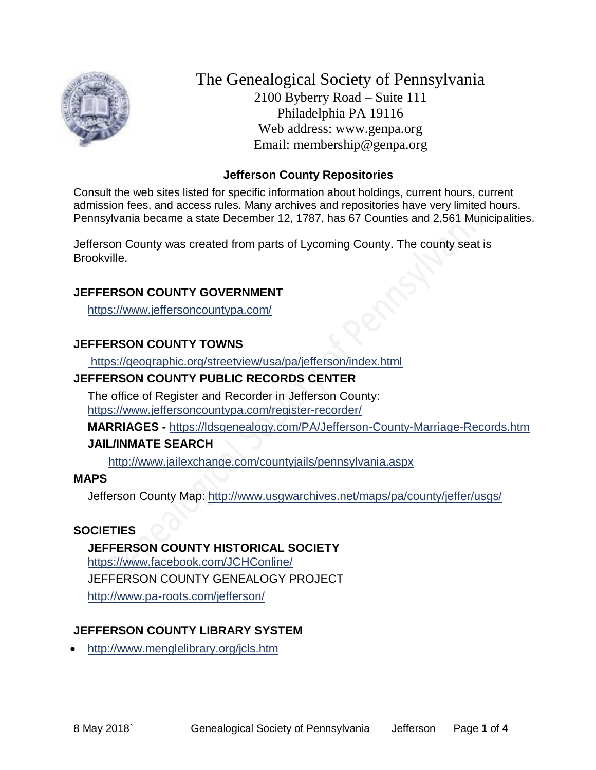# The Genealogical Society of Pennsylvania

2100 Byberry Road – Suite 111
Philadelphia PA 19116
Web address: www.genpa.org
Email: membership@genpa.org

## Jefferson County Repositories

Consult the web sites listed for specific information about holdings, current hours, current admission fees, and access rules. Many archives and repositories have very limited hours. Pennsylvania became a state December 12, 1787, has 67 Counties and 2,561 Municipalities.

Jefferson County was created from parts of Lycoming County. The county seat is Brookville.

### JEFFERSON COUNTY GOVERNMENT

https://www.jeffersoncountypa.com/

### JEFFERSON COUNTY TOWNS

https://geographic.org/streetview/usa/pa/jefferson/index.html

### JEFFERSON COUNTY PUBLIC RECORDS CENTER

The office of Register and Recorder in Jefferson County:
https://www.jeffersoncountypa.com/register-recorder/

**MARRIAGES -** https://ldsgenealogy.com/PA/Jefferson-County-Marriage-Records.htm

**JAIL/INMATE SEARCH**

http://www.jailexchange.com/countyjails/pennsylvania.aspx

### MAPS

Jefferson County Map: http://www.usgwarchives.net/maps/pa/county/jeffer/usgs/

### SOCIETIES

**JEFFERSON COUNTY HISTORICAL SOCIETY**
https://www.facebook.com/JCHConline/

JEFFERSON COUNTY GENEALOGY PROJECT
http://www.pa-roots.com/jefferson/

### JEFFERSON COUNTY LIBRARY SYSTEM

- http://www.menglelibrary.org/jcls.htm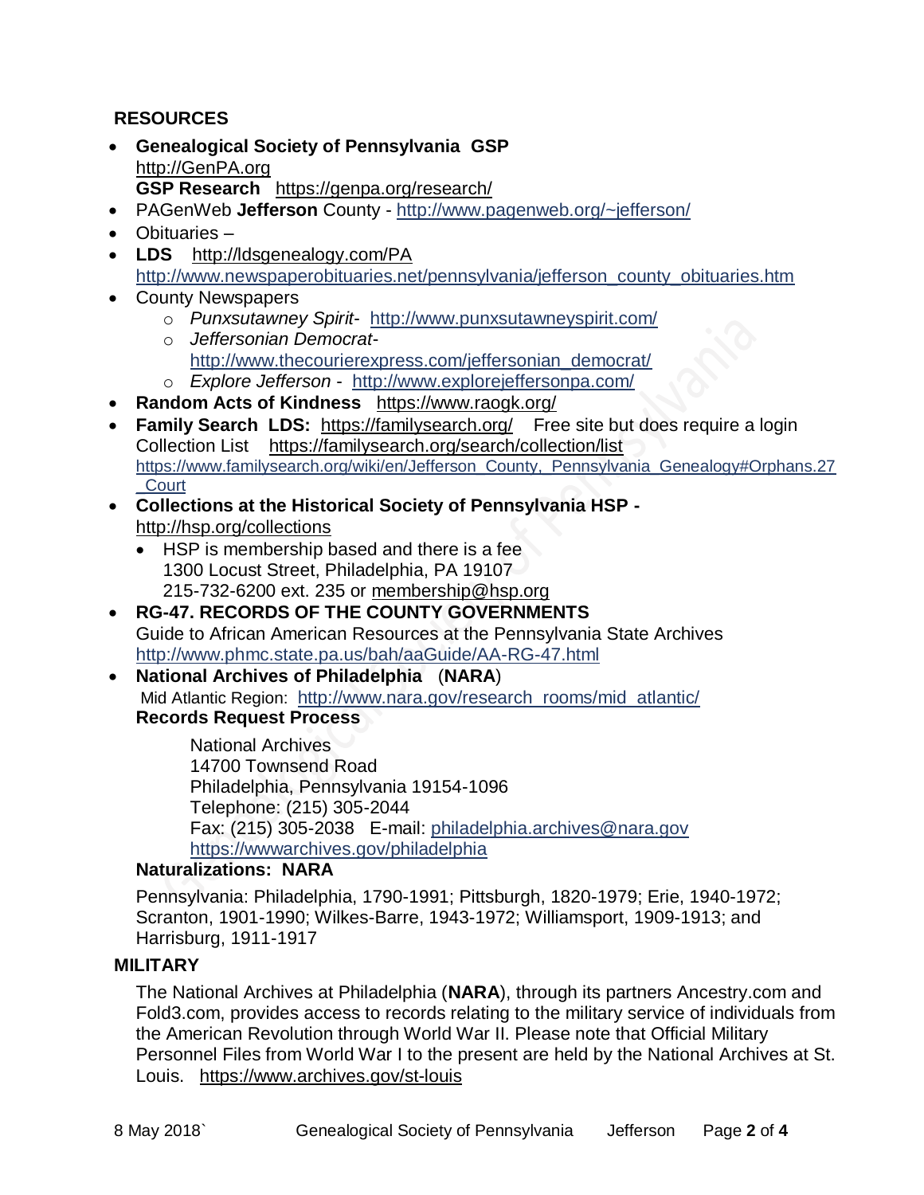## RESOURCES

- **Genealogical Society of Pennsylvania GSP** http://GenPA.org
  **GSP Research** https://genpa.org/research/
- PAGenWeb **Jefferson** County - http://www.pagenweb.org/~jefferson/
- Obituaries –
- **LDS** http://ldsgenealogy.com/PA
  http://www.newspaperobituaries.net/pennsylvania/jefferson_county_obituaries.htm
- County Newspapers
  - *Punxsutawney Spirit*- http://www.punxsutawneyspirit.com/
  - *Jeffersonian Democrat*- http://www.thecourierexpress.com/jeffersonian_democrat/
  - *Explore Jefferson* - http://www.explorejeffersonpa.com/
- **Random Acts of Kindness** https://www.raogk.org/
- **Family Search LDS:** https://familysearch.org/ Free site but does require a login
  Collection List https://familysearch.org/search/collection/list
  https://www.familysearch.org/wiki/en/Jefferson_County,_Pennsylvania_Genealogy#Orphans.27_Court
- **Collections at the Historical Society of Pennsylvania HSP -** http://hsp.org/collections
  - HSP is membership based and there is a fee
    1300 Locust Street, Philadelphia, PA 19107
    215-732-6200 ext. 235 or membership@hsp.org
- **RG-47. RECORDS OF THE COUNTY GOVERNMENTS**
  Guide to African American Resources at the Pennsylvania State Archives
  http://www.phmc.state.pa.us/bah/aaGuide/AA-RG-47.html
- **National Archives of Philadelphia** (**NARA**)
  Mid Atlantic Region: http://www.nara.gov/research_rooms/mid_atlantic/
  **Records Request Process**

  National Archives
  14700 Townsend Road
  Philadelphia, Pennsylvania 19154-1096
  Telephone: (215) 305-2044
  Fax: (215) 305-2038 E-mail: philadelphia.archives@nara.gov
  https://wwwarchives.gov/philadelphia

  **Naturalizations: NARA**

  Pennsylvania: Philadelphia, 1790-1991; Pittsburgh, 1820-1979; Erie, 1940-1972; Scranton, 1901-1990; Wilkes-Barre, 1943-1972; Williamsport, 1909-1913; and Harrisburg, 1911-1917

## MILITARY

The National Archives at Philadelphia (**NARA**), through its partners Ancestry.com and Fold3.com, provides access to records relating to the military service of individuals from the American Revolution through World War II. Please note that Official Military Personnel Files from World War I to the present are held by the National Archives at St. Louis. https://www.archives.gov/st-louis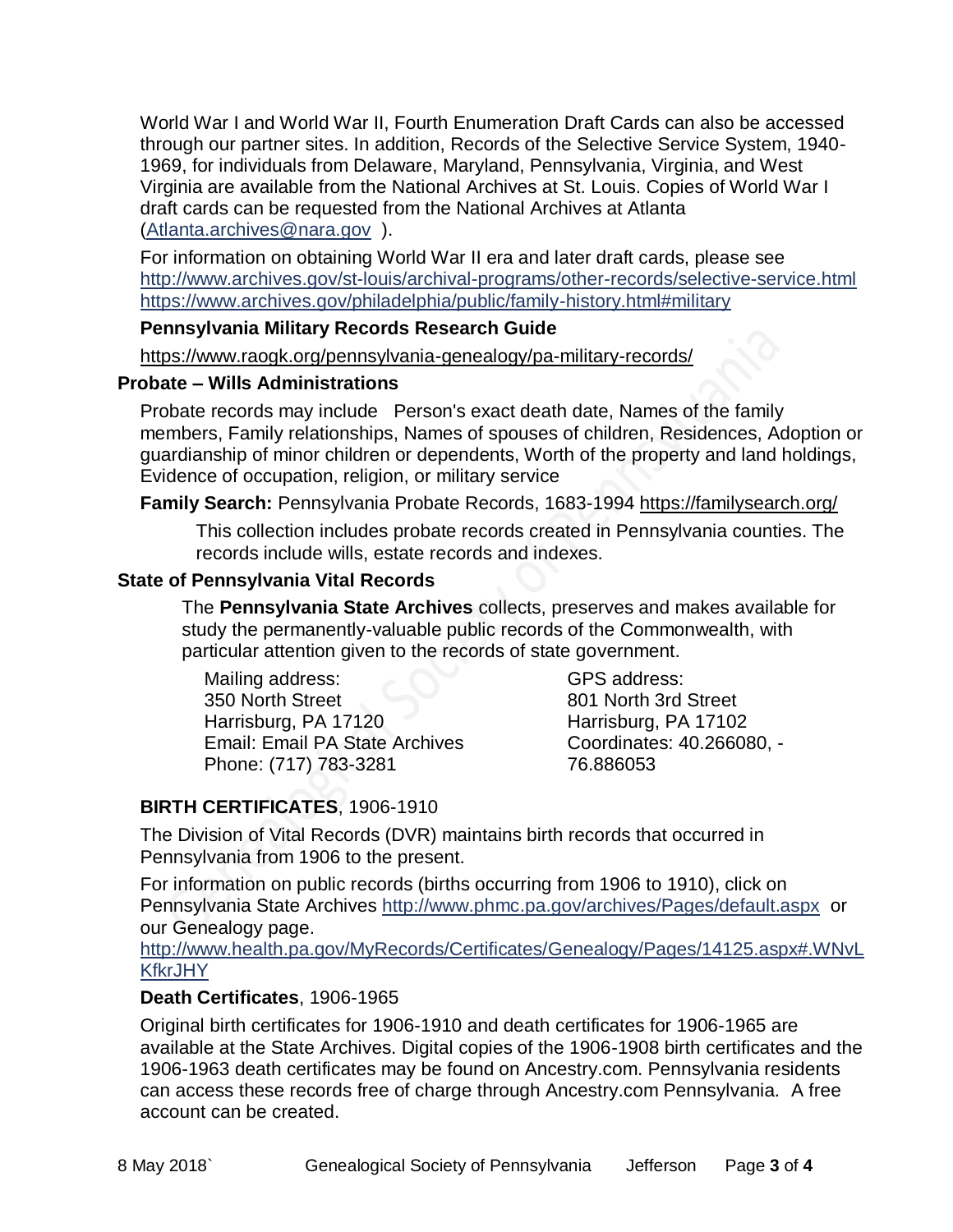World War I and World War II, Fourth Enumeration Draft Cards can also be accessed through our partner sites. In addition, Records of the Selective Service System, 1940-1969, for individuals from Delaware, Maryland, Pennsylvania, Virginia, and West Virginia are available from the National Archives at St. Louis. Copies of World War I draft cards can be requested from the National Archives at Atlanta (Atlanta.archives@nara.gov ).

For information on obtaining World War II era and later draft cards, please see http://www.archives.gov/st-louis/archival-programs/other-records/selective-service.html https://www.archives.gov/philadelphia/public/family-history.html#military

**Pennsylvania Military Records Research Guide**

https://www.raogk.org/pennsylvania-genealogy/pa-military-records/

### Probate – Wills Administrations

Probate records may include Person's exact death date, Names of the family members, Family relationships, Names of spouses of children, Residences, Adoption or guardianship of minor children or dependents, Worth of the property and land holdings, Evidence of occupation, religion, or military service

**Family Search:** Pennsylvania Probate Records, 1683-1994 https://familysearch.org/

This collection includes probate records created in Pennsylvania counties. The records include wills, estate records and indexes.

### State of Pennsylvania Vital Records

The **Pennsylvania State Archives** collects, preserves and makes available for study the permanently-valuable public records of the Commonwealth, with particular attention given to the records of state government.

Mailing address:
350 North Street
Harrisburg, PA 17120
Email: Email PA State Archives
Phone: (717) 783-3281

GPS address:
801 North 3rd Street
Harrisburg, PA 17102
Coordinates: 40.266080, -76.886053

**BIRTH CERTIFICATES**, 1906-1910

The Division of Vital Records (DVR) maintains birth records that occurred in Pennsylvania from 1906 to the present.

For information on public records (births occurring from 1906 to 1910), click on Pennsylvania State Archives http://www.phmc.pa.gov/archives/Pages/default.aspx or our Genealogy page.
http://www.health.pa.gov/MyRecords/Certificates/Genealogy/Pages/14125.aspx#.WNvLKfkrJHY

**Death Certificates**, 1906-1965

Original birth certificates for 1906-1910 and death certificates for 1906-1965 are available at the State Archives. Digital copies of the 1906-1908 birth certificates and the 1906-1963 death certificates may be found on Ancestry.com. Pennsylvania residents can access these records free of charge through Ancestry.com Pennsylvania. A free account can be created.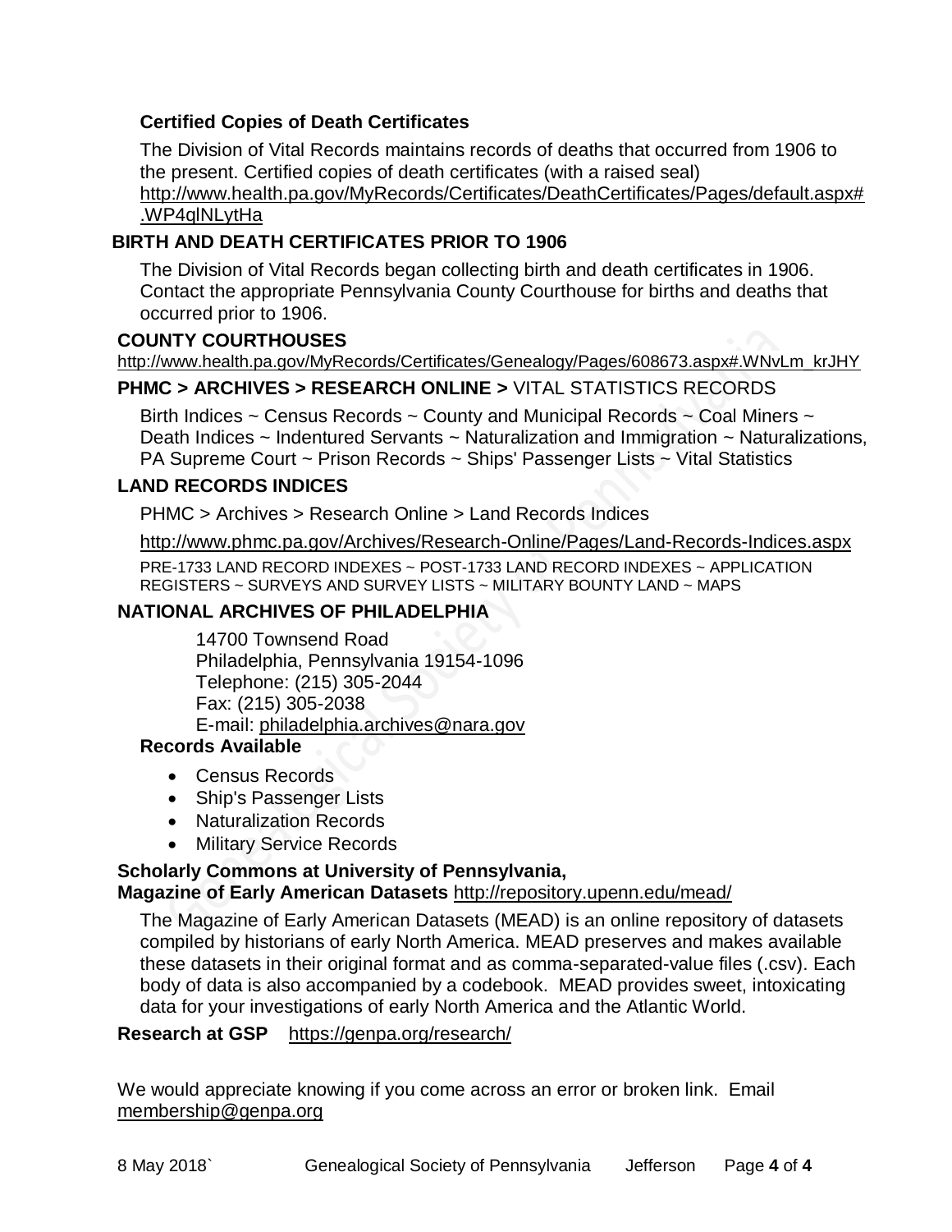### Certified Copies of Death Certificates

The Division of Vital Records maintains records of deaths that occurred from 1906 to the present. Certified copies of death certificates (with a raised seal) http://www.health.pa.gov/MyRecords/Certificates/DeathCertificates/Pages/default.aspx#.WP4qlNLytHa

## BIRTH AND DEATH CERTIFICATES PRIOR TO 1906

The Division of Vital Records began collecting birth and death certificates in 1906. Contact the appropriate Pennsylvania County Courthouse for births and deaths that occurred prior to 1906.

## COUNTY COURTHOUSES

http://www.health.pa.gov/MyRecords/Certificates/Genealogy/Pages/608673.aspx#.WNvLm_krJHY

## PHMC > ARCHIVES > RESEARCH ONLINE > VITAL STATISTICS RECORDS

Birth Indices ~ Census Records ~ County and Municipal Records ~ Coal Miners ~ Death Indices ~ Indentured Servants ~ Naturalization and Immigration ~ Naturalizations, PA Supreme Court ~ Prison Records ~ Ships' Passenger Lists ~ Vital Statistics

## LAND RECORDS INDICES

PHMC > Archives > Research Online > Land Records Indices

http://www.phmc.pa.gov/Archives/Research-Online/Pages/Land-Records-Indices.aspx

PRE-1733 LAND RECORD INDEXES ~ POST-1733 LAND RECORD INDEXES ~ APPLICATION REGISTERS ~ SURVEYS AND SURVEY LISTS ~ MILITARY BOUNTY LAND ~ MAPS

## NATIONAL ARCHIVES OF PHILADELPHIA

14700 Townsend Road
Philadelphia, Pennsylvania 19154-1096
Telephone: (215) 305-2044
Fax: (215) 305-2038
E-mail: philadelphia.archives@nara.gov

### Records Available

- Census Records
- Ship's Passenger Lists
- Naturalization Records
- Military Service Records

### Scholarly Commons at University of Pennsylvania, Magazine of Early American Datasets http://repository.upenn.edu/mead/

The Magazine of Early American Datasets (MEAD) is an online repository of datasets compiled by historians of early North America. MEAD preserves and makes available these datasets in their original format and as comma-separated-value files (.csv). Each body of data is also accompanied by a codebook. MEAD provides sweet, intoxicating data for your investigations of early North America and the Atlantic World.

**Research at GSP** https://genpa.org/research/

We would appreciate knowing if you come across an error or broken link. Email membership@genpa.org